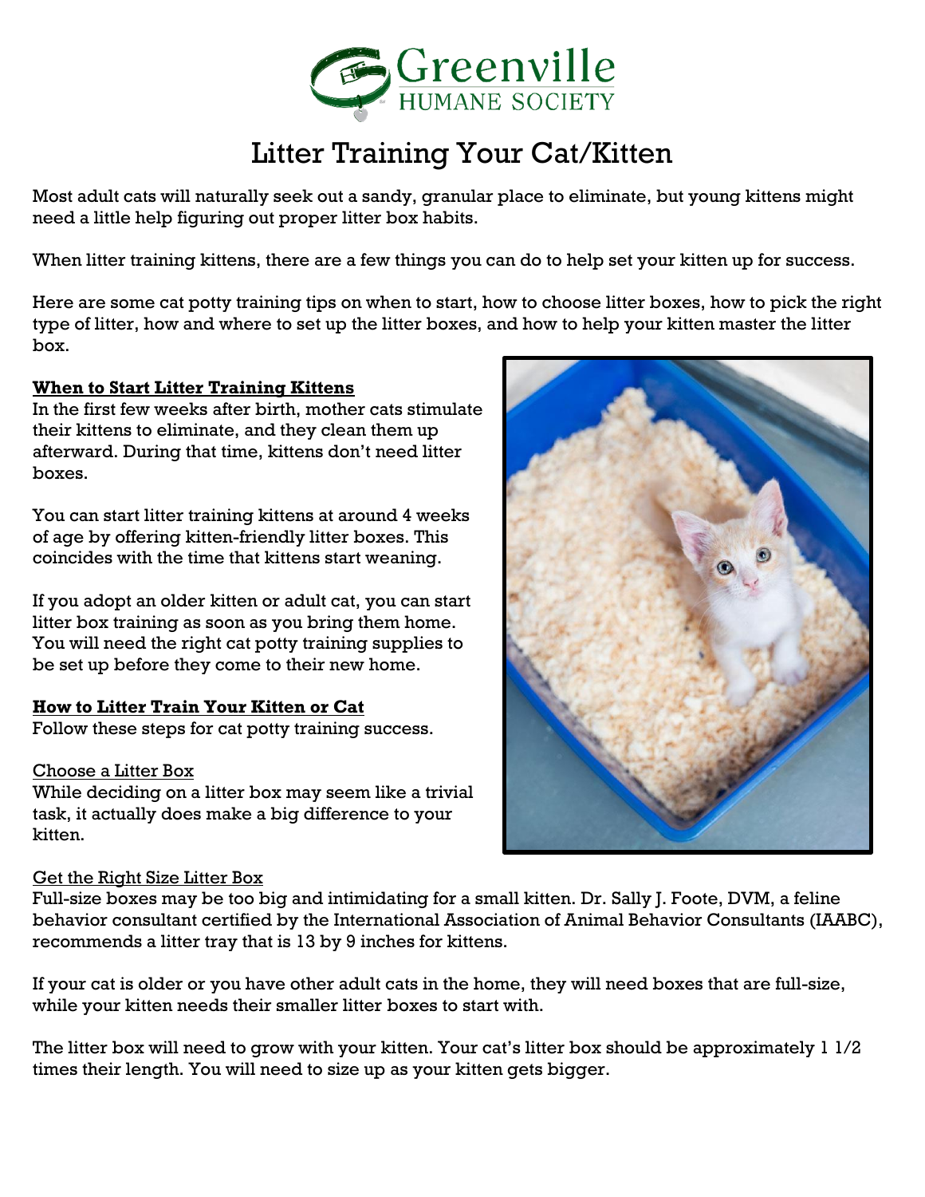Greenville HUMANE SOCIETY

# Litter Training Your Cat/Kitten

Most adult cats will naturally seek out a sandy, granular place to eliminate, but young kittens might need a little help figuring out proper litter box habits.

When litter training kittens, there are a few things you can do to help set your kitten up for success.

Here are some cat potty training tips on when to start, how to choose litter boxes, how to pick the right type of litter, how and where to set up the litter boxes, and how to help your kitten master the litter box.

## When to Start Litter Training Kittens

In the first few weeks after birth, mother cats stimulate their kittens to eliminate, and they clean them up afterward. During that time, kittens don't need litter boxes.

You can start litter training kittens at around 4 weeks of age by offering kitten-friendly litter boxes. This coincides with the time that kittens start weaning.

If you adopt an older kitten or adult cat, you can start litter box training as soon as you bring them home. You will need the right cat potty training supplies to be set up before they come to their new home.

## How to Litter Train Your Kitten or Cat

Follow these steps for cat potty training success.

### Choose a Litter Box

While deciding on a litter box may seem like a trivial task, it actually does make a big difference to your kitten.

### Get the Right Size Litter Box

Full-size boxes may be too big and intimidating for a small kitten. Dr. Sally J. Foote, DVM, a feline behavior consultant certified by the International Association of Animal Behavior Consultants (IAABC), recommends a litter tray that is 13 by 9 inches for kittens.

If your cat is older or you have other adult cats in the home, they will need boxes that are full-size, while your kitten needs their smaller litter boxes to start with.

The litter box will need to grow with your kitten. Your cat's litter box should be approximately 1 1/2 times their length. You will need to size up as your kitten gets bigger.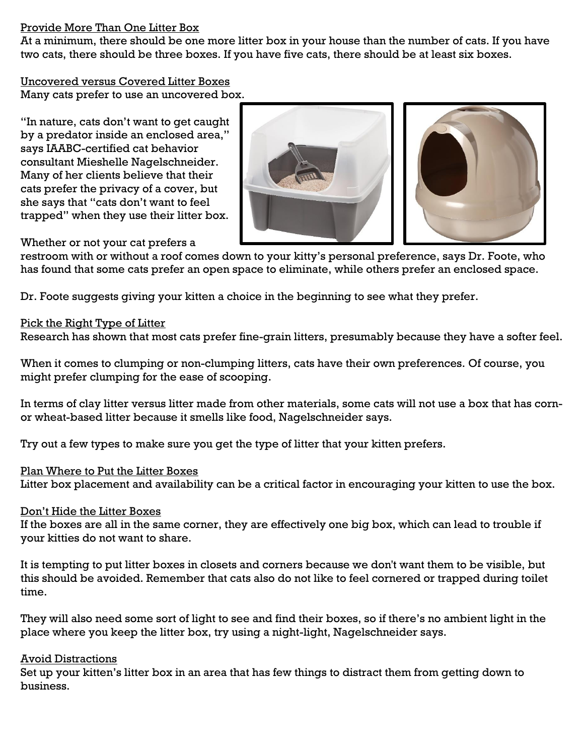Provide More Than One Litter Box

At a minimum, there should be one more litter box in your house than the number of cats. If you have two cats, there should be three boxes. If you have five cats, there should be at least six boxes.

Uncovered versus Covered Litter Boxes

Many cats prefer to use an uncovered box.

"In nature, cats don't want to get caught by a predator inside an enclosed area," says IAABC-certified cat behavior consultant Mieshelle Nagelschneider. Many of her clients believe that their cats prefer the privacy of a cover, but she says that "cats don't want to feel trapped" when they use their litter box.

Whether or not your cat prefers a restroom with or without a roof comes down to your kitty's personal preference, says Dr. Foote, who has found that some cats prefer an open space to eliminate, while others prefer an enclosed space.

Dr. Foote suggests giving your kitten a choice in the beginning to see what they prefer.

Pick the Right Type of Litter

Research has shown that most cats prefer fine-grain litters, presumably because they have a softer feel.

When it comes to clumping or non-clumping litters, cats have their own preferences. Of course, you might prefer clumping for the ease of scooping.

In terms of clay litter versus litter made from other materials, some cats will not use a box that has corn- or wheat-based litter because it smells like food, Nagelschneider says.

Try out a few types to make sure you get the type of litter that your kitten prefers.

Plan Where to Put the Litter Boxes

Litter box placement and availability can be a critical factor in encouraging your kitten to use the box.

Don't Hide the Litter Boxes

If the boxes are all in the same corner, they are effectively one big box, which can lead to trouble if your kitties do not want to share.

It is tempting to put litter boxes in closets and corners because we don't want them to be visible, but this should be avoided. Remember that cats also do not like to feel cornered or trapped during toilet time.

They will also need some sort of light to see and find their boxes, so if there's no ambient light in the place where you keep the litter box, try using a night-light, Nagelschneider says.

Avoid Distractions

Set up your kitten's litter box in an area that has few things to distract them from getting down to business.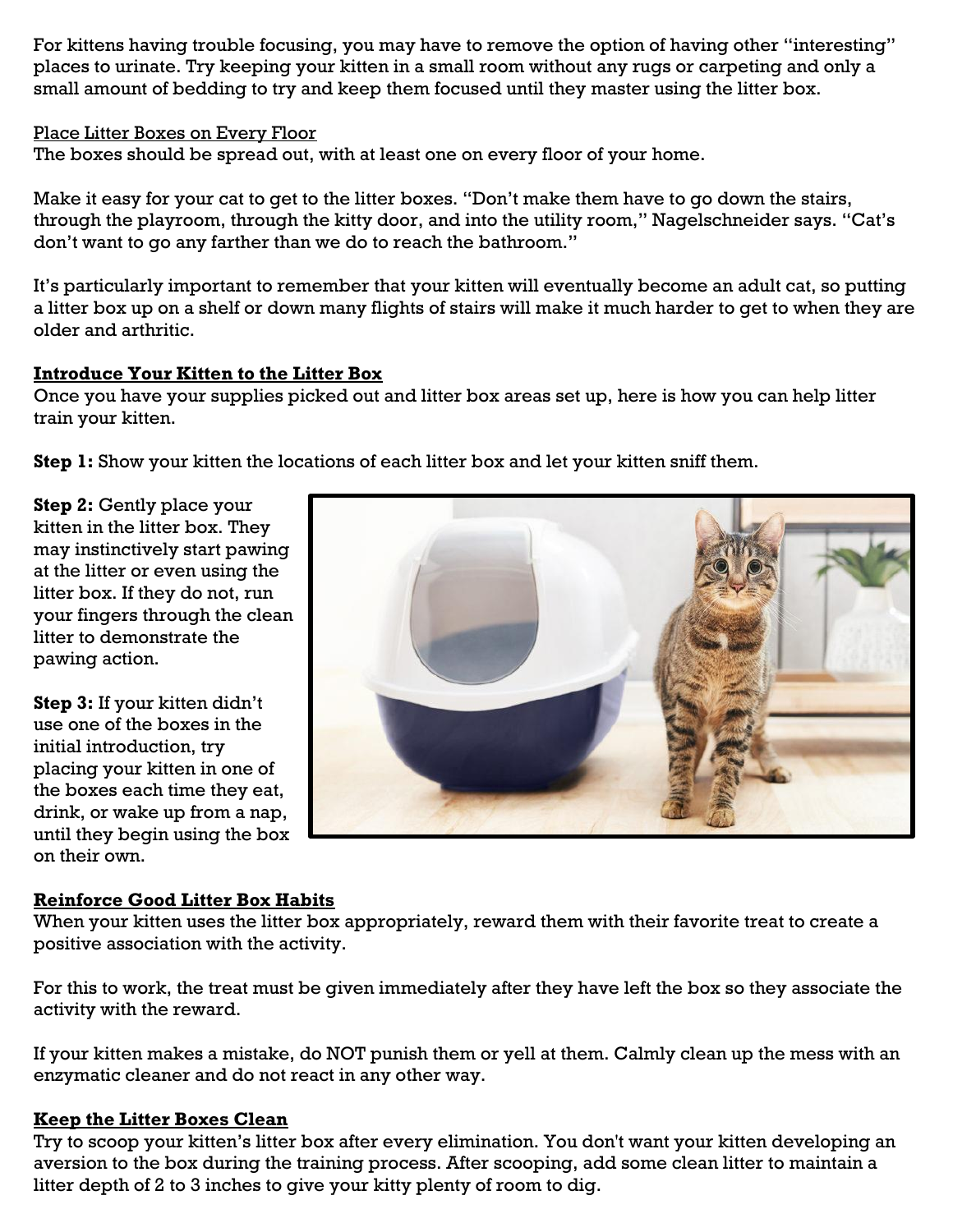For kittens having trouble focusing, you may have to remove the option of having other "interesting" places to urinate. Try keeping your kitten in a small room without any rugs or carpeting and only a small amount of bedding to try and keep them focused until they master using the litter box.

Place Litter Boxes on Every Floor

The boxes should be spread out, with at least one on every floor of your home.

Make it easy for your cat to get to the litter boxes. "Don't make them have to go down the stairs, through the playroom, through the kitty door, and into the utility room," Nagelschneider says. "Cat's don't want to go any farther than we do to reach the bathroom."

It's particularly important to remember that your kitten will eventually become an adult cat, so putting a litter box up on a shelf or down many flights of stairs will make it much harder to get to when they are older and arthritic.

## Introduce Your Kitten to the Litter Box

Once you have your supplies picked out and litter box areas set up, here is how you can help litter train your kitten.

**Step 1:** Show your kitten the locations of each litter box and let your kitten sniff them.

**Step 2:** Gently place your kitten in the litter box. They may instinctively start pawing at the litter or even using the litter box. If they do not, run your fingers through the clean litter to demonstrate the pawing action.

**Step 3:** If your kitten didn't use one of the boxes in the initial introduction, try placing your kitten in one of the boxes each time they eat, drink, or wake up from a nap, until they begin using the box on their own.

## Reinforce Good Litter Box Habits

When your kitten uses the litter box appropriately, reward them with their favorite treat to create a positive association with the activity.

For this to work, the treat must be given immediately after they have left the box so they associate the activity with the reward.

If your kitten makes a mistake, do NOT punish them or yell at them. Calmly clean up the mess with an enzymatic cleaner and do not react in any other way.

## Keep the Litter Boxes Clean

Try to scoop your kitten's litter box after every elimination. You don't want your kitten developing an aversion to the box during the training process. After scooping, add some clean litter to maintain a litter depth of 2 to 3 inches to give your kitty plenty of room to dig.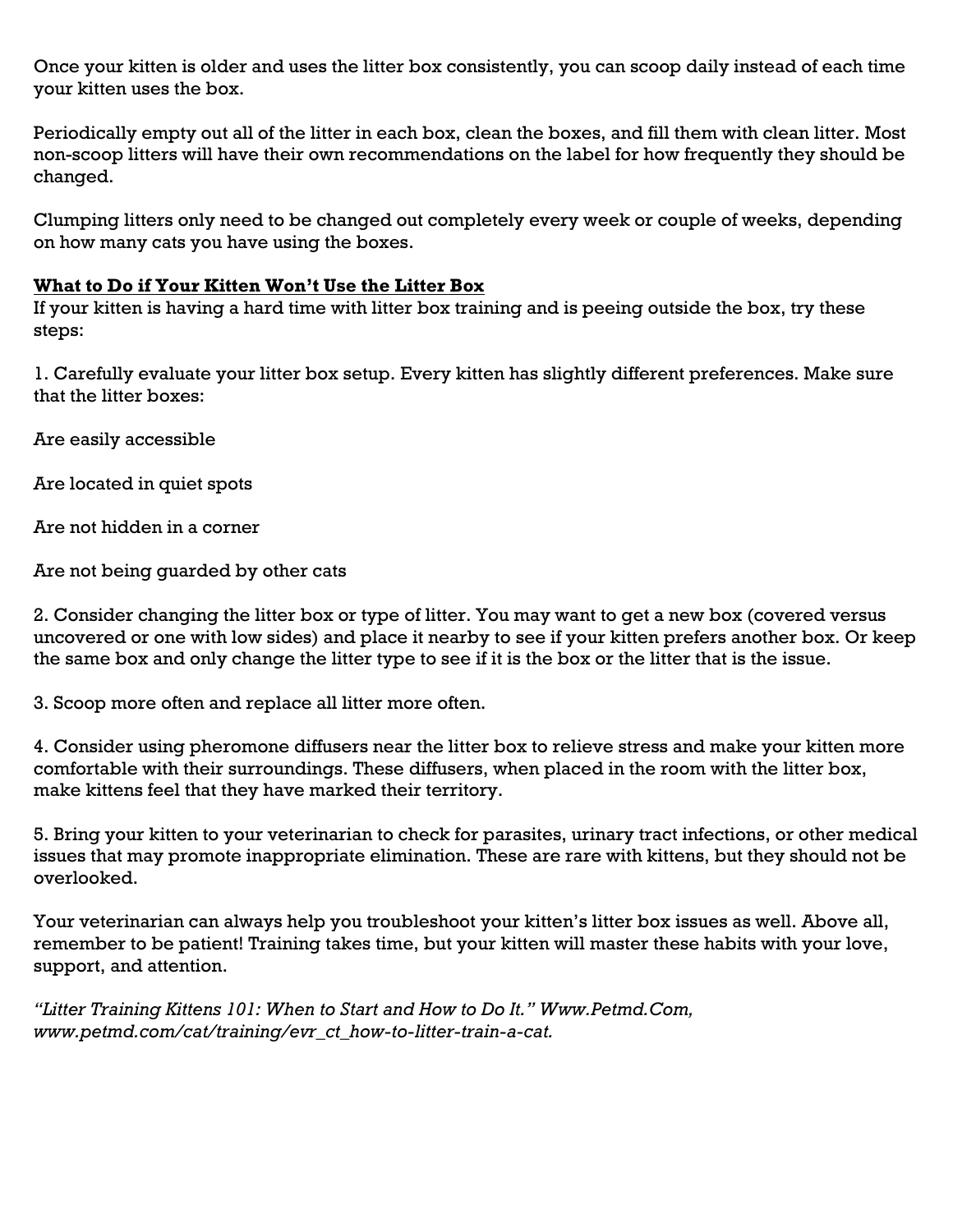Once your kitten is older and uses the litter box consistently, you can scoop daily instead of each time your kitten uses the box.

Periodically empty out all of the litter in each box, clean the boxes, and fill them with clean litter. Most non-scoop litters will have their own recommendations on the label for how frequently they should be changed.

Clumping litters only need to be changed out completely every week or couple of weeks, depending on how many cats you have using the boxes.

**What to Do if Your Kitten Won't Use the Litter Box**

If your kitten is having a hard time with litter box training and is peeing outside the box, try these steps:

1. Carefully evaluate your litter box setup. Every kitten has slightly different preferences. Make sure that the litter boxes:

Are easily accessible

Are located in quiet spots

Are not hidden in a corner

Are not being guarded by other cats

2. Consider changing the litter box or type of litter. You may want to get a new box (covered versus uncovered or one with low sides) and place it nearby to see if your kitten prefers another box. Or keep the same box and only change the litter type to see if it is the box or the litter that is the issue.

3. Scoop more often and replace all litter more often.

4. Consider using pheromone diffusers near the litter box to relieve stress and make your kitten more comfortable with their surroundings. These diffusers, when placed in the room with the litter box, make kittens feel that they have marked their territory.

5. Bring your kitten to your veterinarian to check for parasites, urinary tract infections, or other medical issues that may promote inappropriate elimination. These are rare with kittens, but they should not be overlooked.

Your veterinarian can always help you troubleshoot your kitten's litter box issues as well. Above all, remember to be patient! Training takes time, but your kitten will master these habits with your love, support, and attention.

*"Litter Training Kittens 101: When to Start and How to Do It." Www.Petmd.Com, www.petmd.com/cat/training/evr_ct_how-to-litter-train-a-cat.*